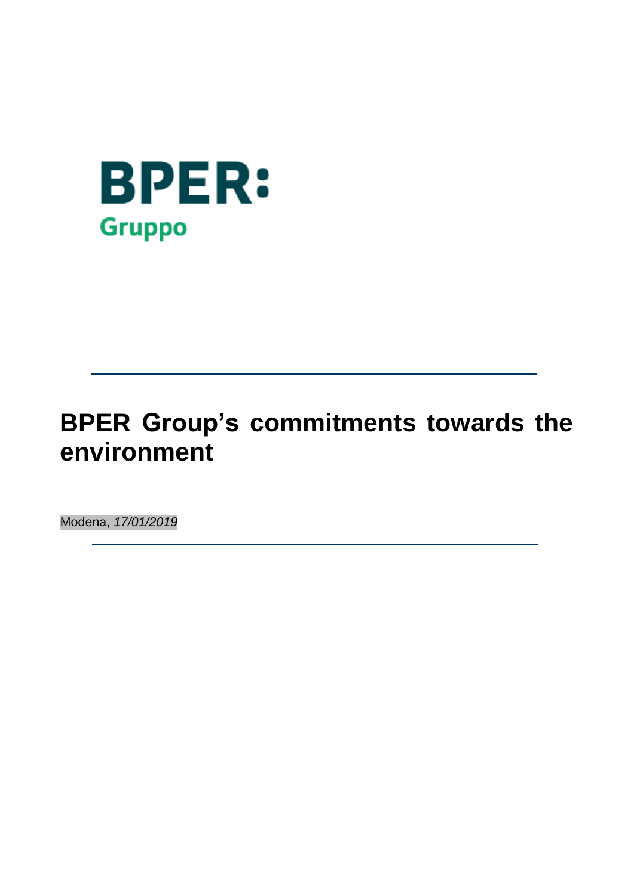BPER:
Gruppo

# BPER Group's commitments towards the environment

Modena, *17/01/2019*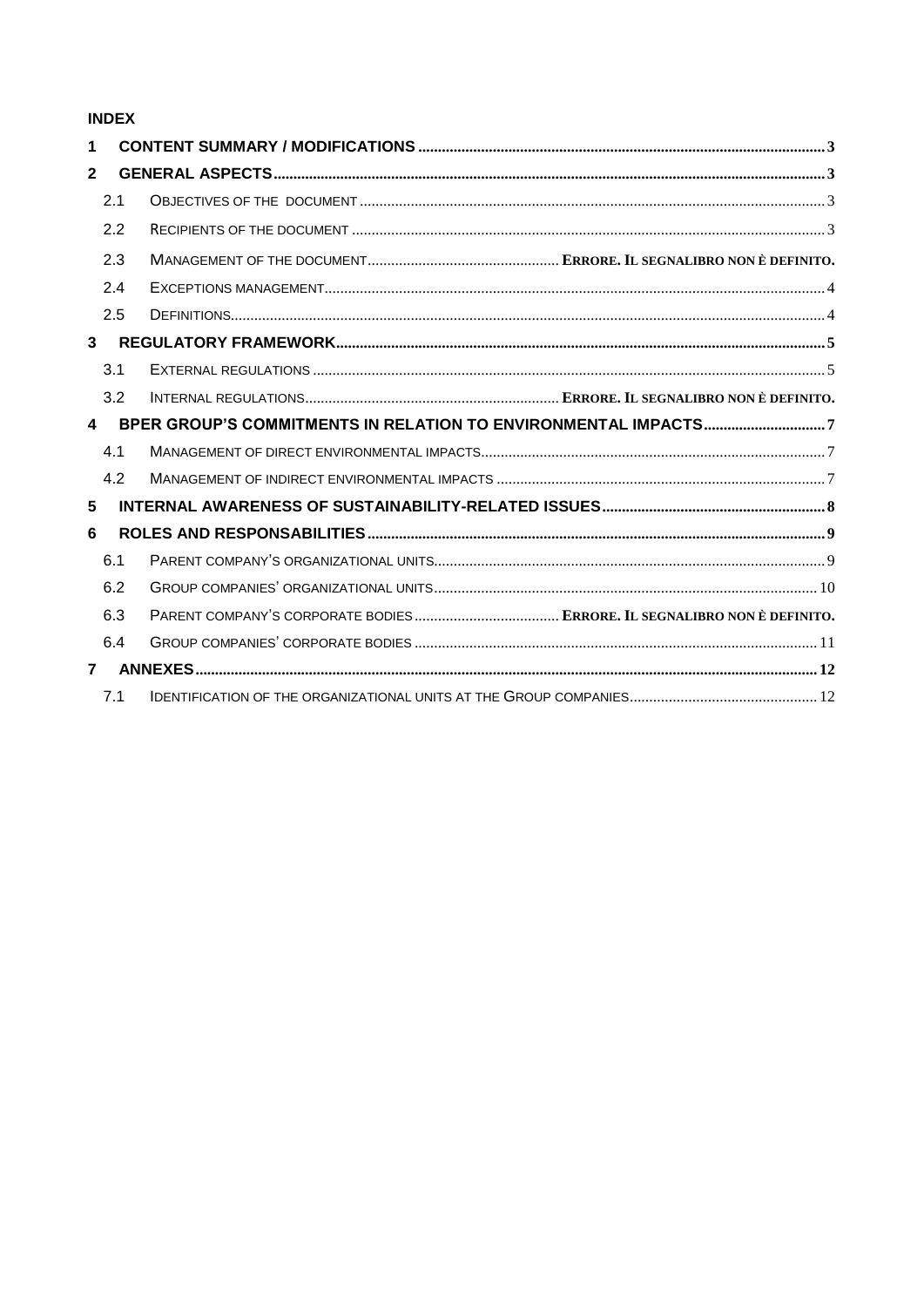**INDEX**

1 CONTENT SUMMARY / MODIFICATIONS ........ 3

2 GENERAL ASPECTS ........ 3

- 2.1 OBJECTIVES OF THE DOCUMENT ........ 3
- 2.2 RECIPIENTS OF THE DOCUMENT ........ 3
- 2.3 MANAGEMENT OF THE DOCUMENT ........ ERRORE. IL SEGNALIBRO NON È DEFINITO.
- 2.4 EXCEPTIONS MANAGEMENT ........ 4
- 2.5 DEFINITIONS ........ 4

3 REGULATORY FRAMEWORK ........ 5

- 3.1 EXTERNAL REGULATIONS ........ 5
- 3.2 INTERNAL REGULATIONS ........ ERRORE. IL SEGNALIBRO NON È DEFINITO.

4 BPER GROUP'S COMMITMENTS IN RELATION TO ENVIRONMENTAL IMPACTS ........ 7

- 4.1 MANAGEMENT OF DIRECT ENVIRONMENTAL IMPACTS ........ 7
- 4.2 MANAGEMENT OF INDIRECT ENVIRONMENTAL IMPACTS ........ 7

5 INTERNAL AWARENESS OF SUSTAINABILITY-RELATED ISSUES ........ 8

6 ROLES AND RESPONSABILITIES ........ 9

- 6.1 PARENT COMPANY'S ORGANIZATIONAL UNITS ........ 9
- 6.2 GROUP COMPANIES' ORGANIZATIONAL UNITS ........ 10
- 6.3 PARENT COMPANY'S CORPORATE BODIES ........ ERRORE. IL SEGNALIBRO NON È DEFINITO.
- 6.4 GROUP COMPANIES' CORPORATE BODIES ........ 11

7 ANNEXES ........ 12

- 7.1 IDENTIFICATION OF THE ORGANIZATIONAL UNITS AT THE GROUP COMPANIES ........ 12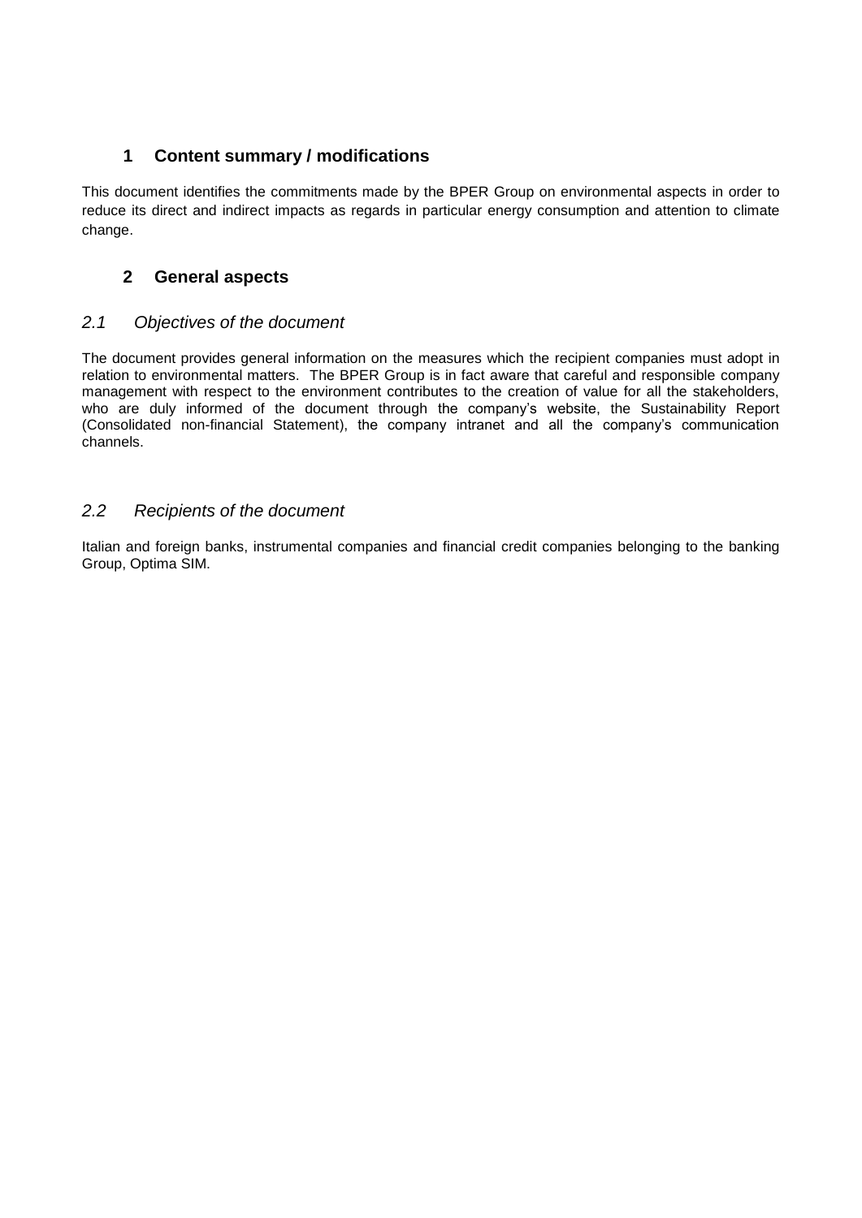## 1 Content summary / modifications

This document identifies the commitments made by the BPER Group on environmental aspects in order to reduce its direct and indirect impacts as regards in particular energy consumption and attention to climate change.

## 2 General aspects

### *2.1 Objectives of the document*

The document provides general information on the measures which the recipient companies must adopt in relation to environmental matters. The BPER Group is in fact aware that careful and responsible company management with respect to the environment contributes to the creation of value for all the stakeholders, who are duly informed of the document through the company's website, the Sustainability Report (Consolidated non-financial Statement), the company intranet and all the company's communication channels.

### *2.2 Recipients of the document*

Italian and foreign banks, instrumental companies and financial credit companies belonging to the banking Group, Optima SIM.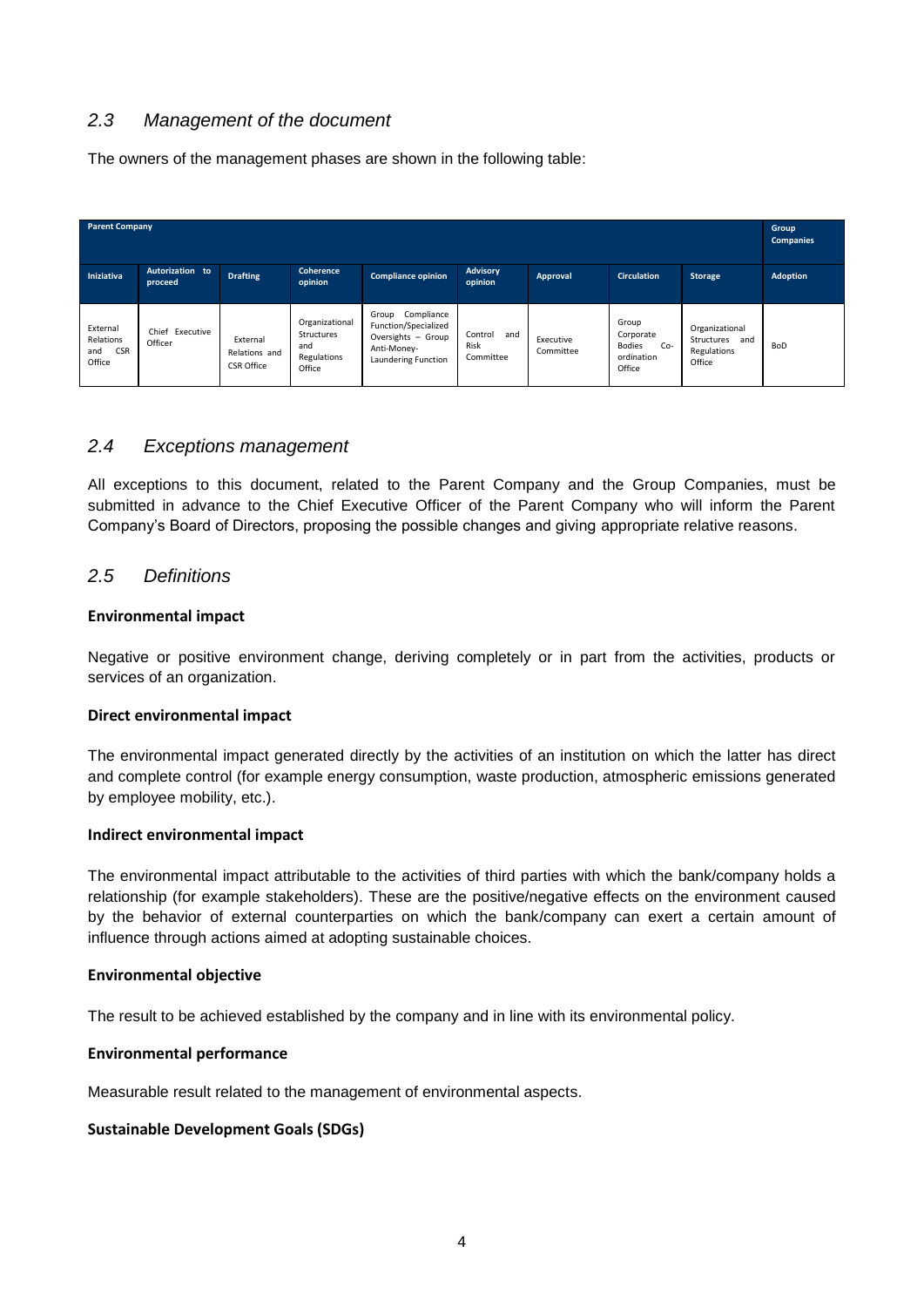## 2.3 Management of the document

The owners of the management phases are shown in the following table:

| Parent Company | | | | | | | | | Group Companies |
|---|---|---|---|---|---|---|---|---|---|
| Iniziativa | Autorization to proceed | Drafting | Coherence opinion | Compliance opinion | Advisory opinion | Approval | Circulation | Storage | Adoption |
| External Relations and CSR Office | Chief Executive Officer | External Relations and CSR Office | Organizational Structures and Regulations Office | Group Compliance Function/Specialized Oversights – Group Anti-Money-Laundering Function | Control and Risk Committee | Executive Committee | Group Corporate Bodies Co-ordination Office | Organizational Structures and Regulations Office | BoD |

## 2.4 Exceptions management

All exceptions to this document, related to the Parent Company and the Group Companies, must be submitted in advance to the Chief Executive Officer of the Parent Company who will inform the Parent Company's Board of Directors, proposing the possible changes and giving appropriate relative reasons.

## 2.5 Definitions

**Environmental impact**

Negative or positive environment change, deriving completely or in part from the activities, products or services of an organization.

**Direct environmental impact**

The environmental impact generated directly by the activities of an institution on which the latter has direct and complete control (for example energy consumption, waste production, atmospheric emissions generated by employee mobility, etc.).

**Indirect environmental impact**

The environmental impact attributable to the activities of third parties with which the bank/company holds a relationship (for example stakeholders). These are the positive/negative effects on the environment caused by the behavior of external counterparties on which the bank/company can exert a certain amount of influence through actions aimed at adopting sustainable choices.

**Environmental objective**

The result to be achieved established by the company and in line with its environmental policy.

**Environmental performance**

Measurable result related to the management of environmental aspects.

**Sustainable Development Goals (SDGs)**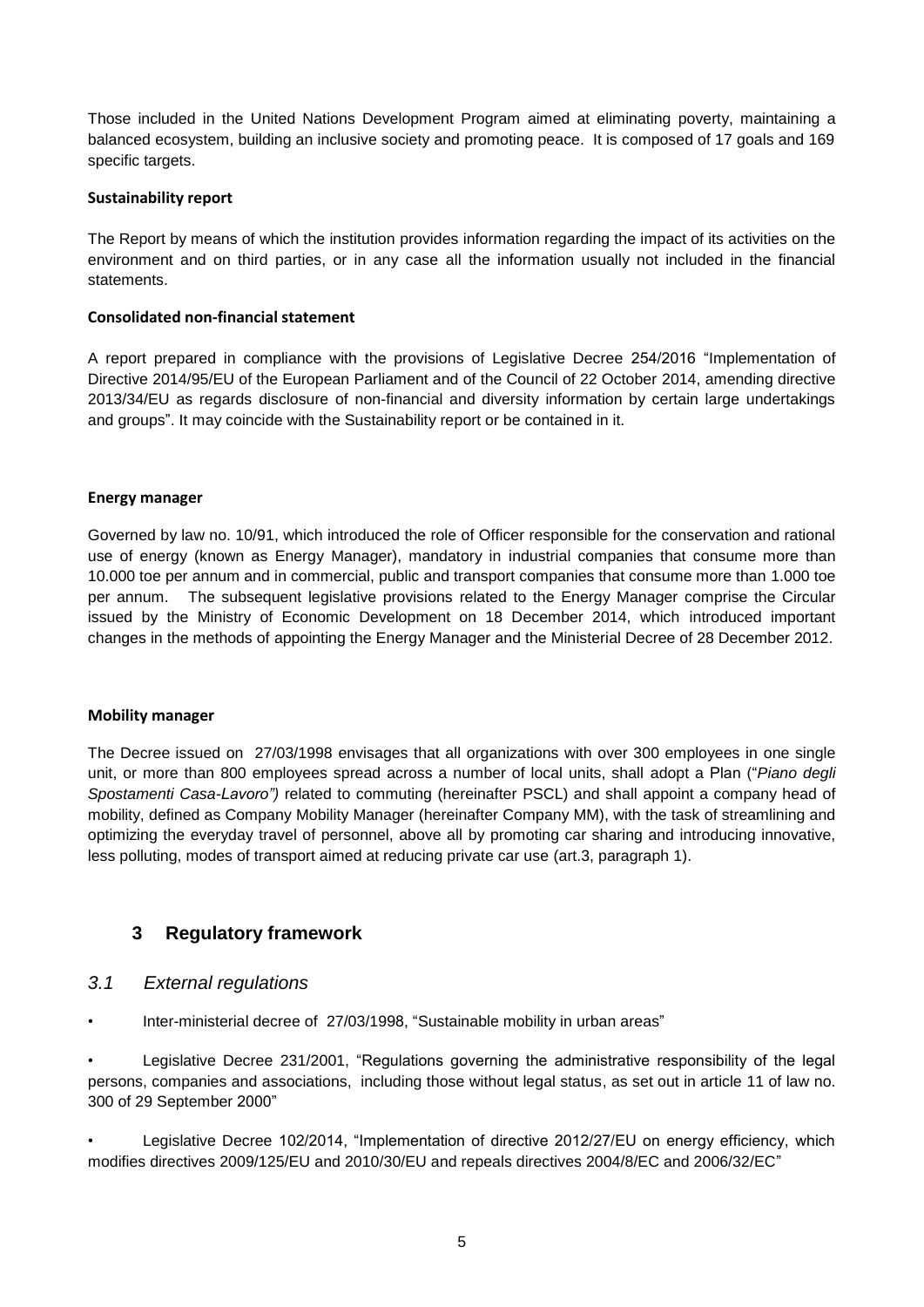Those included in the United Nations Development Program aimed at eliminating poverty, maintaining a balanced ecosystem, building an inclusive society and promoting peace. It is composed of 17 goals and 169 specific targets.

**Sustainability report**

The Report by means of which the institution provides information regarding the impact of its activities on the environment and on third parties, or in any case all the information usually not included in the financial statements.

**Consolidated non-financial statement**

A report prepared in compliance with the provisions of Legislative Decree 254/2016 "Implementation of Directive 2014/95/EU of the European Parliament and of the Council of 22 October 2014, amending directive 2013/34/EU as regards disclosure of non-financial and diversity information by certain large undertakings and groups". It may coincide with the Sustainability report or be contained in it.

**Energy manager**

Governed by law no. 10/91, which introduced the role of Officer responsible for the conservation and rational use of energy (known as Energy Manager), mandatory in industrial companies that consume more than 10.000 toe per annum and in commercial, public and transport companies that consume more than 1.000 toe per annum. The subsequent legislative provisions related to the Energy Manager comprise the Circular issued by the Ministry of Economic Development on 18 December 2014, which introduced important changes in the methods of appointing the Energy Manager and the Ministerial Decree of 28 December 2012.

**Mobility manager**

The Decree issued on 27/03/1998 envisages that all organizations with over 300 employees in one single unit, or more than 800 employees spread across a number of local units, shall adopt a Plan ("*Piano degli Spostamenti Casa-Lavoro")* related to commuting (hereinafter PSCL) and shall appoint a company head of mobility, defined as Company Mobility Manager (hereinafter Company MM), with the task of streamlining and optimizing the everyday travel of personnel, above all by promoting car sharing and introducing innovative, less polluting, modes of transport aimed at reducing private car use (art.3, paragraph 1).

## 3 Regulatory framework

### *3.1 External regulations*

- Inter-ministerial decree of 27/03/1998, "Sustainable mobility in urban areas"
- Legislative Decree 231/2001, "Regulations governing the administrative responsibility of the legal persons, companies and associations, including those without legal status, as set out in article 11 of law no. 300 of 29 September 2000"
- Legislative Decree 102/2014, "Implementation of directive 2012/27/EU on energy efficiency, which modifies directives 2009/125/EU and 2010/30/EU and repeals directives 2004/8/EC and 2006/32/EC"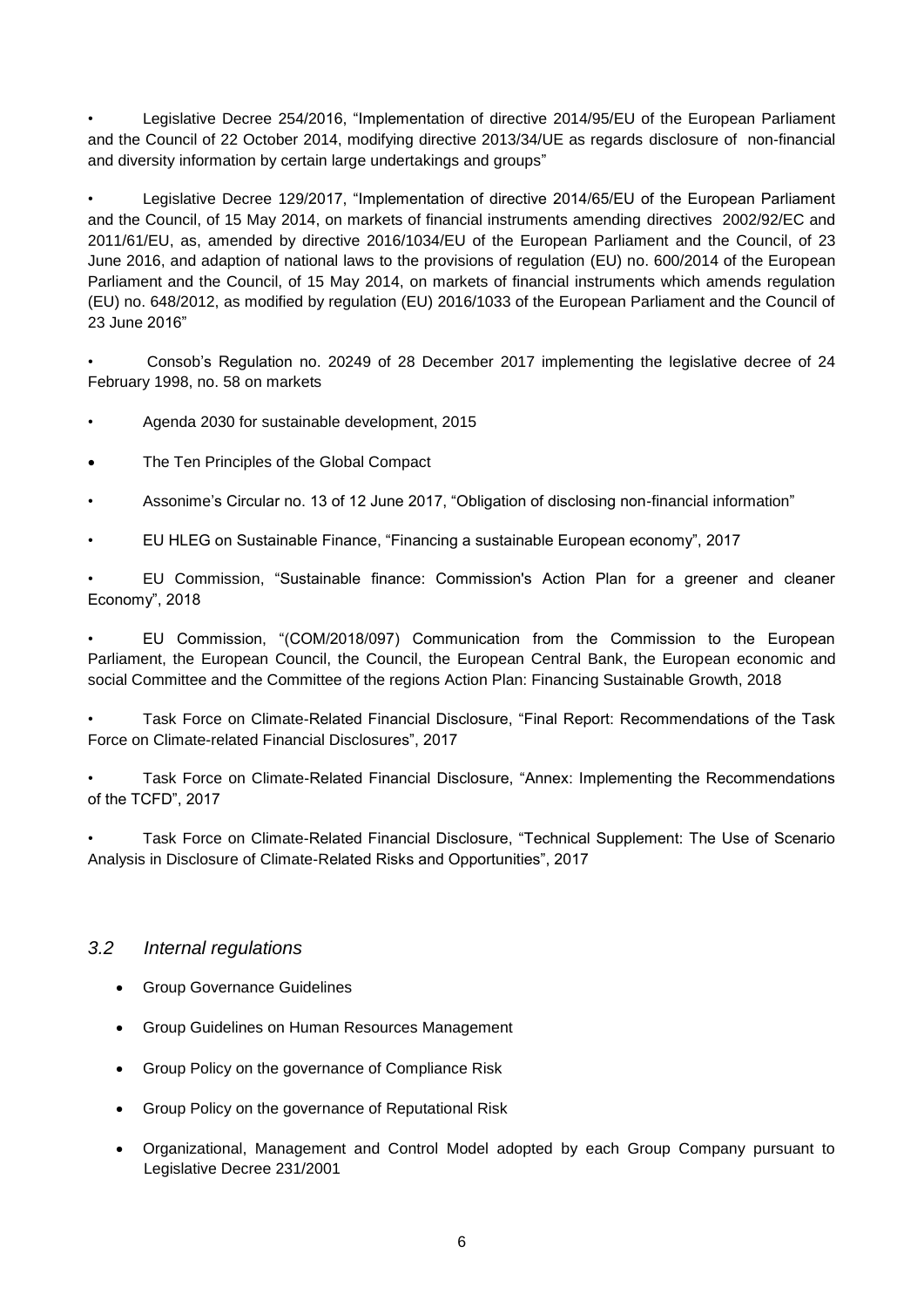- Legislative Decree 254/2016, "Implementation of directive 2014/95/EU of the European Parliament and the Council of 22 October 2014, modifying directive 2013/34/UE as regards disclosure of non-financial and diversity information by certain large undertakings and groups"
- Legislative Decree 129/2017, "Implementation of directive 2014/65/EU of the European Parliament and the Council, of 15 May 2014, on markets of financial instruments amending directives 2002/92/EC and 2011/61/EU, as, amended by directive 2016/1034/EU of the European Parliament and the Council, of 23 June 2016, and adaption of national laws to the provisions of regulation (EU) no. 600/2014 of the European Parliament and the Council, of 15 May 2014, on markets of financial instruments which amends regulation (EU) no. 648/2012, as modified by regulation (EU) 2016/1033 of the European Parliament and the Council of 23 June 2016"
- Consob's Regulation no. 20249 of 28 December 2017 implementing the legislative decree of 24 February 1998, no. 58 on markets
- Agenda 2030 for sustainable development, 2015
- The Ten Principles of the Global Compact
- Assonime's Circular no. 13 of 12 June 2017, "Obligation of disclosing non-financial information"
- EU HLEG on Sustainable Finance, "Financing a sustainable European economy", 2017
- EU Commission, "Sustainable finance: Commission's Action Plan for a greener and cleaner Economy", 2018
- EU Commission, "(COM/2018/097) Communication from the Commission to the European Parliament, the European Council, the Council, the European Central Bank, the European economic and social Committee and the Committee of the regions Action Plan: Financing Sustainable Growth, 2018
- Task Force on Climate-Related Financial Disclosure, "Final Report: Recommendations of the Task Force on Climate-related Financial Disclosures", 2017
- Task Force on Climate-Related Financial Disclosure, "Annex: Implementing the Recommendations of the TCFD", 2017
- Task Force on Climate-Related Financial Disclosure, "Technical Supplement: The Use of Scenario Analysis in Disclosure of Climate-Related Risks and Opportunities", 2017

## *3.2 Internal regulations*

- Group Governance Guidelines
- Group Guidelines on Human Resources Management
- Group Policy on the governance of Compliance Risk
- Group Policy on the governance of Reputational Risk
- Organizational, Management and Control Model adopted by each Group Company pursuant to Legislative Decree 231/2001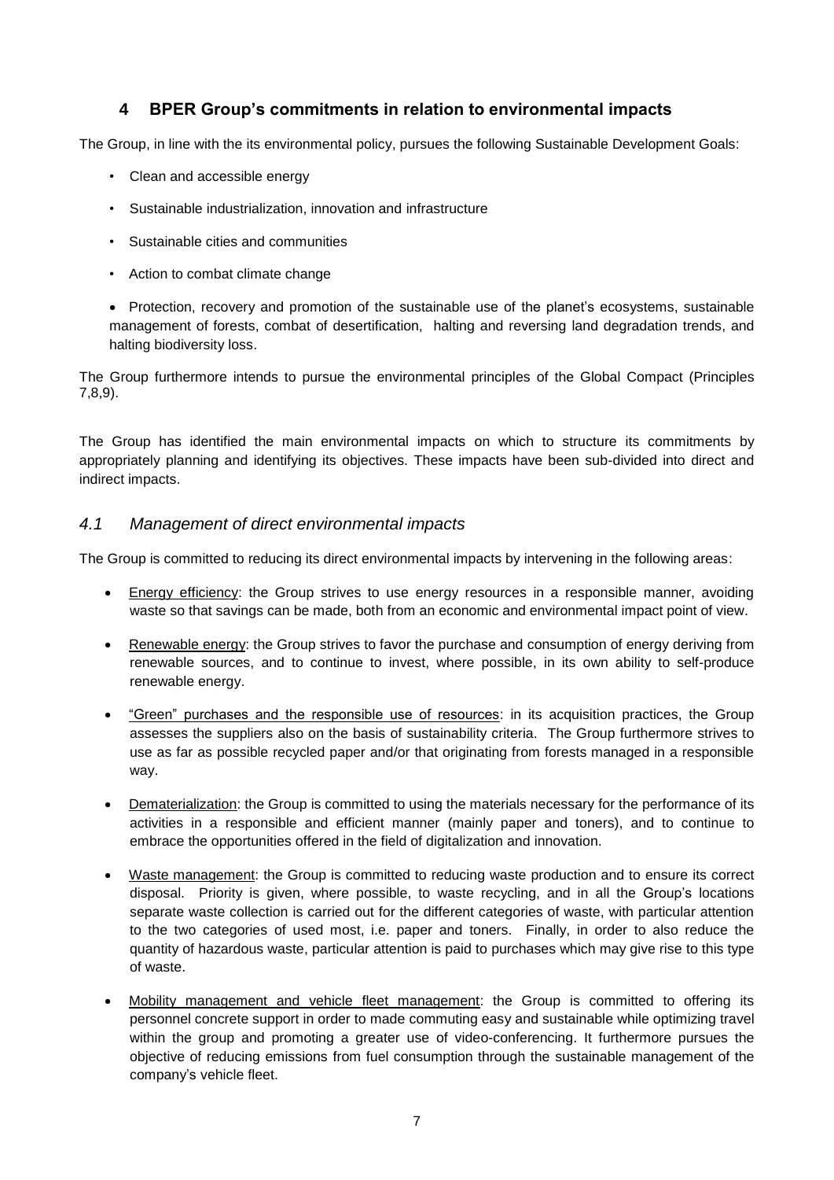## 4 BPER Group's commitments in relation to environmental impacts

The Group, in line with the its environmental policy, pursues the following Sustainable Development Goals:

- Clean and accessible energy
- Sustainable industrialization, innovation and infrastructure
- Sustainable cities and communities
- Action to combat climate change
- Protection, recovery and promotion of the sustainable use of the planet's ecosystems, sustainable management of forests, combat of desertification, halting and reversing land degradation trends, and halting biodiversity loss.

The Group furthermore intends to pursue the environmental principles of the Global Compact (Principles 7,8,9).

The Group has identified the main environmental impacts on which to structure its commitments by appropriately planning and identifying its objectives. These impacts have been sub-divided into direct and indirect impacts.

### *4.1 Management of direct environmental impacts*

The Group is committed to reducing its direct environmental impacts by intervening in the following areas:

- <u>Energy efficiency</u>: the Group strives to use energy resources in a responsible manner, avoiding waste so that savings can be made, both from an economic and environmental impact point of view.
- <u>Renewable energy</u>: the Group strives to favor the purchase and consumption of energy deriving from renewable sources, and to continue to invest, where possible, in its own ability to self-produce renewable energy.
- <u>"Green" purchases and the responsible use of resources</u>: in its acquisition practices, the Group assesses the suppliers also on the basis of sustainability criteria. The Group furthermore strives to use as far as possible recycled paper and/or that originating from forests managed in a responsible way.
- <u>Dematerialization</u>: the Group is committed to using the materials necessary for the performance of its activities in a responsible and efficient manner (mainly paper and toners), and to continue to embrace the opportunities offered in the field of digitalization and innovation.
- <u>Waste management</u>: the Group is committed to reducing waste production and to ensure its correct disposal. Priority is given, where possible, to waste recycling, and in all the Group's locations separate waste collection is carried out for the different categories of waste, with particular attention to the two categories of used most, i.e. paper and toners. Finally, in order to also reduce the quantity of hazardous waste, particular attention is paid to purchases which may give rise to this type of waste.
- <u>Mobility management and vehicle fleet management</u>: the Group is committed to offering its personnel concrete support in order to made commuting easy and sustainable while optimizing travel within the group and promoting a greater use of video-conferencing. It furthermore pursues the objective of reducing emissions from fuel consumption through the sustainable management of the company's vehicle fleet.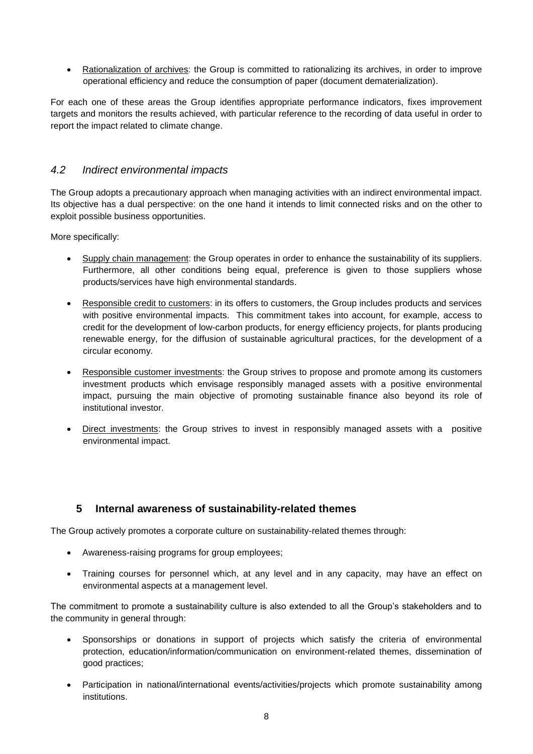- Rationalization of archives: the Group is committed to rationalizing its archives, in order to improve operational efficiency and reduce the consumption of paper (document dematerialization).

For each one of these areas the Group identifies appropriate performance indicators, fixes improvement targets and monitors the results achieved, with particular reference to the recording of data useful in order to report the impact related to climate change.

### *4.2 Indirect environmental impacts*

The Group adopts a precautionary approach when managing activities with an indirect environmental impact. Its objective has a dual perspective: on the one hand it intends to limit connected risks and on the other to exploit possible business opportunities.

More specifically:

- Supply chain management: the Group operates in order to enhance the sustainability of its suppliers. Furthermore, all other conditions being equal, preference is given to those suppliers whose products/services have high environmental standards.
- Responsible credit to customers: in its offers to customers, the Group includes products and services with positive environmental impacts. This commitment takes into account, for example, access to credit for the development of low-carbon products, for energy efficiency projects, for plants producing renewable energy, for the diffusion of sustainable agricultural practices, for the development of a circular economy.
- Responsible customer investments: the Group strives to propose and promote among its customers investment products which envisage responsibly managed assets with a positive environmental impact, pursuing the main objective of promoting sustainable finance also beyond its role of institutional investor.
- Direct investments: the Group strives to invest in responsibly managed assets with a positive environmental impact.

## 5 Internal awareness of sustainability-related themes

The Group actively promotes a corporate culture on sustainability-related themes through:

- Awareness-raising programs for group employees;
- Training courses for personnel which, at any level and in any capacity, may have an effect on environmental aspects at a management level.

The commitment to promote a sustainability culture is also extended to all the Group's stakeholders and to the community in general through:

- Sponsorships or donations in support of projects which satisfy the criteria of environmental protection, education/information/communication on environment-related themes, dissemination of good practices;
- Participation in national/international events/activities/projects which promote sustainability among institutions.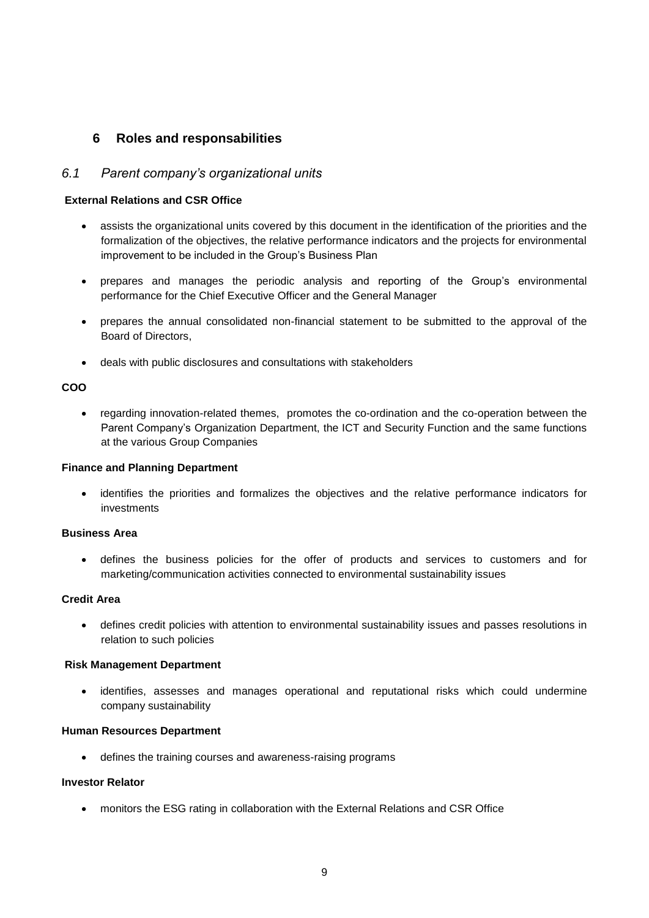# 6 Roles and responsabilities

## *6.1 Parent company's organizational units*

**External Relations and CSR Office**

- assists the organizational units covered by this document in the identification of the priorities and the formalization of the objectives, the relative performance indicators and the projects for environmental improvement to be included in the Group's Business Plan
- prepares and manages the periodic analysis and reporting of the Group's environmental performance for the Chief Executive Officer and the General Manager
- prepares the annual consolidated non-financial statement to be submitted to the approval of the Board of Directors,
- deals with public disclosures and consultations with stakeholders

**COO**

- regarding innovation-related themes, promotes the co-ordination and the co-operation between the Parent Company's Organization Department, the ICT and Security Function and the same functions at the various Group Companies

**Finance and Planning Department**

- identifies the priorities and formalizes the objectives and the relative performance indicators for investments

**Business Area**

- defines the business policies for the offer of products and services to customers and for marketing/communication activities connected to environmental sustainability issues

**Credit Area**

- defines credit policies with attention to environmental sustainability issues and passes resolutions in relation to such policies

**Risk Management Department**

- identifies, assesses and manages operational and reputational risks which could undermine company sustainability

**Human Resources Department**

- defines the training courses and awareness-raising programs

**Investor Relator**

- monitors the ESG rating in collaboration with the External Relations and CSR Office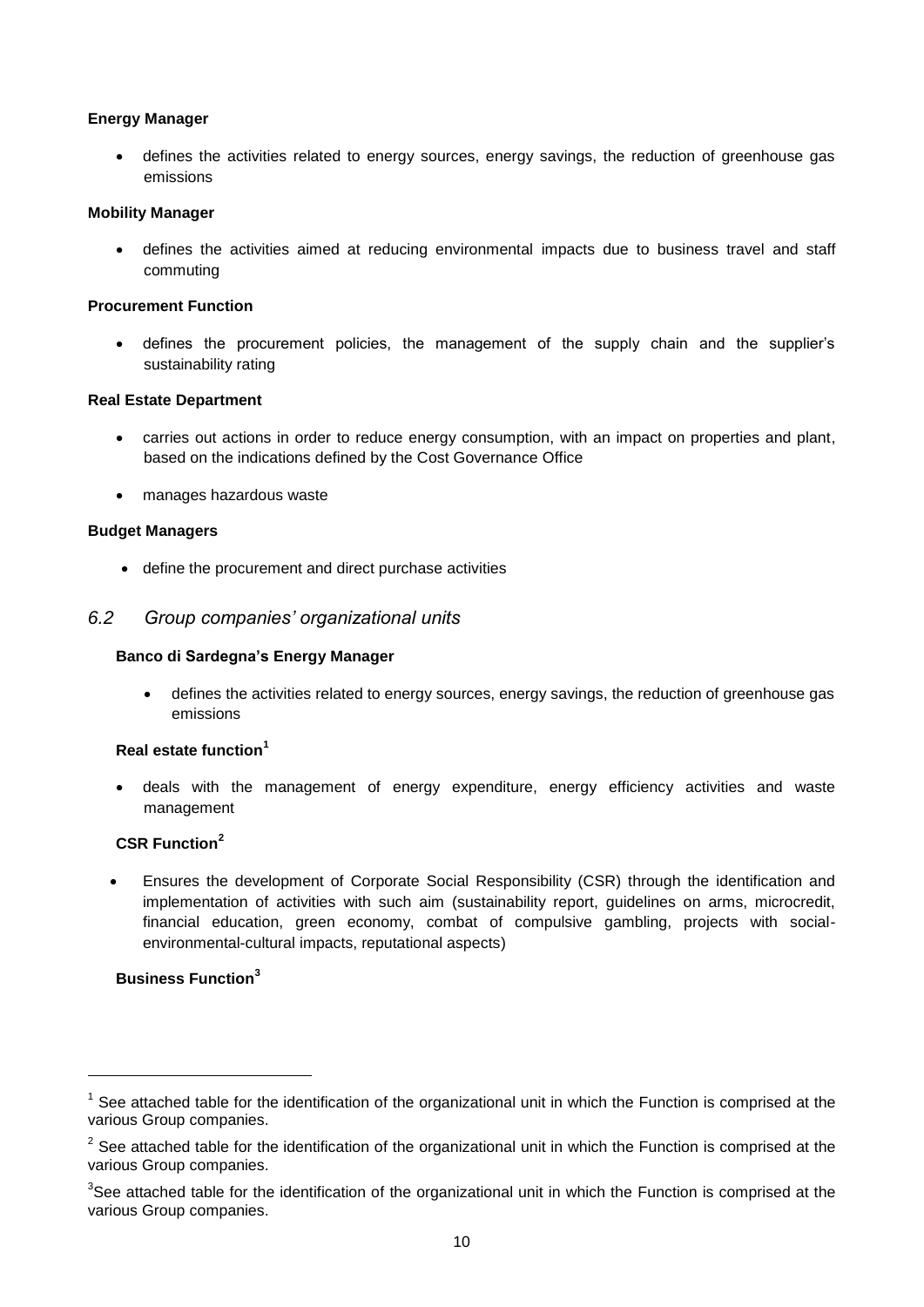**Energy Manager**

- defines the activities related to energy sources, energy savings, the reduction of greenhouse gas emissions

**Mobility Manager**

- defines the activities aimed at reducing environmental impacts due to business travel and staff commuting

**Procurement Function**

- defines the procurement policies, the management of the supply chain and the supplier's sustainability rating

**Real Estate Department**

- carries out actions in order to reduce energy consumption, with an impact on properties and plant, based on the indications defined by the Cost Governance Office
- manages hazardous waste

**Budget Managers**

- define the procurement and direct purchase activities

## *6.2 Group companies' organizational units*

**Banco di Sardegna's Energy Manager**

- defines the activities related to energy sources, energy savings, the reduction of greenhouse gas emissions

**Real estate function**[1]

- deals with the management of energy expenditure, energy efficiency activities and waste management

**CSR Function**[2]

- Ensures the development of Corporate Social Responsibility (CSR) through the identification and implementation of activities with such aim (sustainability report, guidelines on arms, microcredit, financial education, green economy, combat of compulsive gambling, projects with social-environmental-cultural impacts, reputational aspects)

**Business Function**[3]

---

[1] See attached table for the identification of the organizational unit in which the Function is comprised at the various Group companies.

[2] See attached table for the identification of the organizational unit in which the Function is comprised at the various Group companies.

[3] See attached table for the identification of the organizational unit in which the Function is comprised at the various Group companies.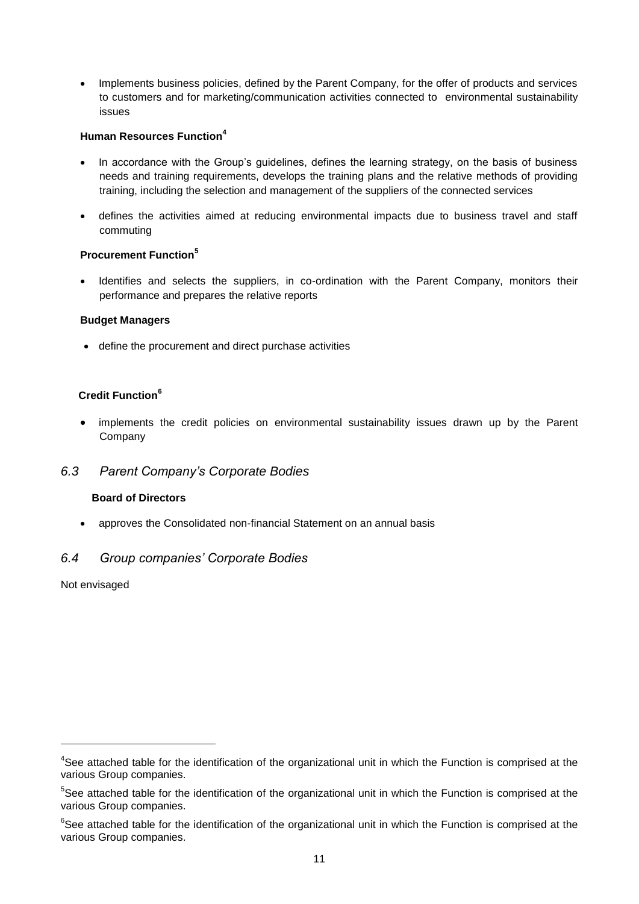- Implements business policies, defined by the Parent Company, for the offer of products and services to customers and for marketing/communication activities connected to environmental sustainability issues

**Human Resources Function**[4]

- In accordance with the Group's guidelines, defines the learning strategy, on the basis of business needs and training requirements, develops the training plans and the relative methods of providing training, including the selection and management of the suppliers of the connected services
- defines the activities aimed at reducing environmental impacts due to business travel and staff commuting

**Procurement Function**[5]

- Identifies and selects the suppliers, in co-ordination with the Parent Company, monitors their performance and prepares the relative reports

**Budget Managers**

- define the procurement and direct purchase activities

**Credit Function**[6]

- implements the credit policies on environmental sustainability issues drawn up by the Parent Company

## *6.3 Parent Company's Corporate Bodies*

**Board of Directors**

- approves the Consolidated non-financial Statement on an annual basis

## *6.4 Group companies' Corporate Bodies*

Not envisaged

---

[4] See attached table for the identification of the organizational unit in which the Function is comprised at the various Group companies.

[5] See attached table for the identification of the organizational unit in which the Function is comprised at the various Group companies.

[6] See attached table for the identification of the organizational unit in which the Function is comprised at the various Group companies.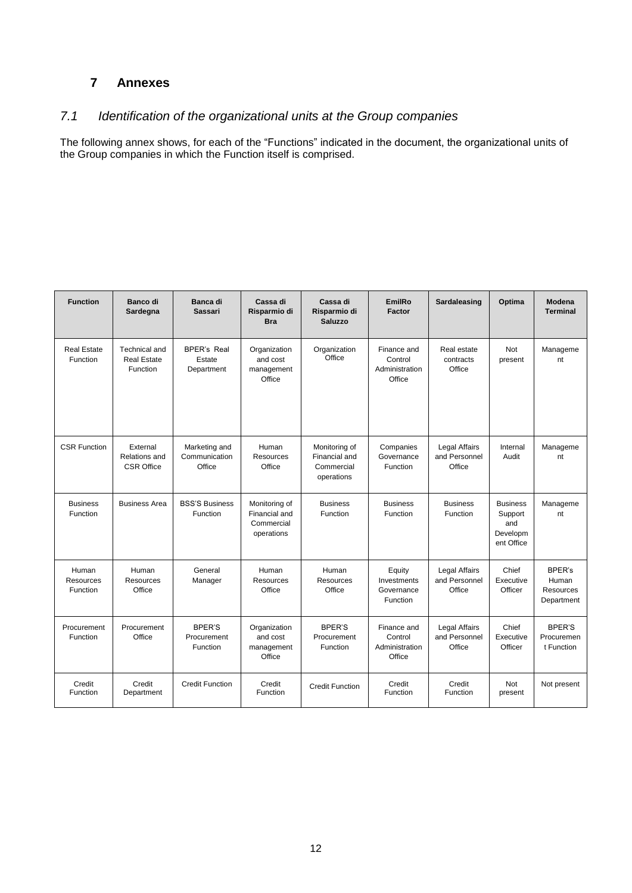## 7 Annexes

### *7.1 Identification of the organizational units at the Group companies*

The following annex shows, for each of the "Functions" indicated in the document, the organizational units of the Group companies in which the Function itself is comprised.

| Function | Banco di Sardegna | Banca di Sassari | Cassa di Risparmio di Bra | Cassa di Risparmio di Saluzzo | EmilRo Factor | Sardaleasing | Optima | Modena Terminal |
|---|---|---|---|---|---|---|---|---|
| Real Estate Function | Technical and Real Estate Function | BPER's Real Estate Department | Organization and cost management Office | Organization Office | Finance and Control Administration Office | Real estate contracts Office | Not present | Management |
| CSR Function | External Relations and CSR Office | Marketing and Communication Office | Human Resources Office | Monitoring of Financial and Commercial operations | Companies Governance Function | Legal Affairs and Personnel Office | Internal Audit | Management |
| Business Function | Business Area | BSS'S Business Function | Monitoring of Financial and Commercial operations | Business Function | Business Function | Business Function | Business Support and Development Office | Management |
| Human Resources Function | Human Resources Office | General Manager | Human Resources Office | Human Resources Office | Equity Investments Governance Function | Legal Affairs and Personnel Office | Chief Executive Officer | BPER's Human Resources Department |
| Procurement Function | Procurement Office | BPER'S Procurement Function | Organization and cost management Office | BPER'S Procurement Function | Finance and Control Administration Office | Legal Affairs and Personnel Office | Chief Executive Officer | BPER'S Procurement Function |
| Credit Function | Credit Department | Credit Function | Credit Function | Credit Function | Credit Function | Credit Function | Not present | Not present |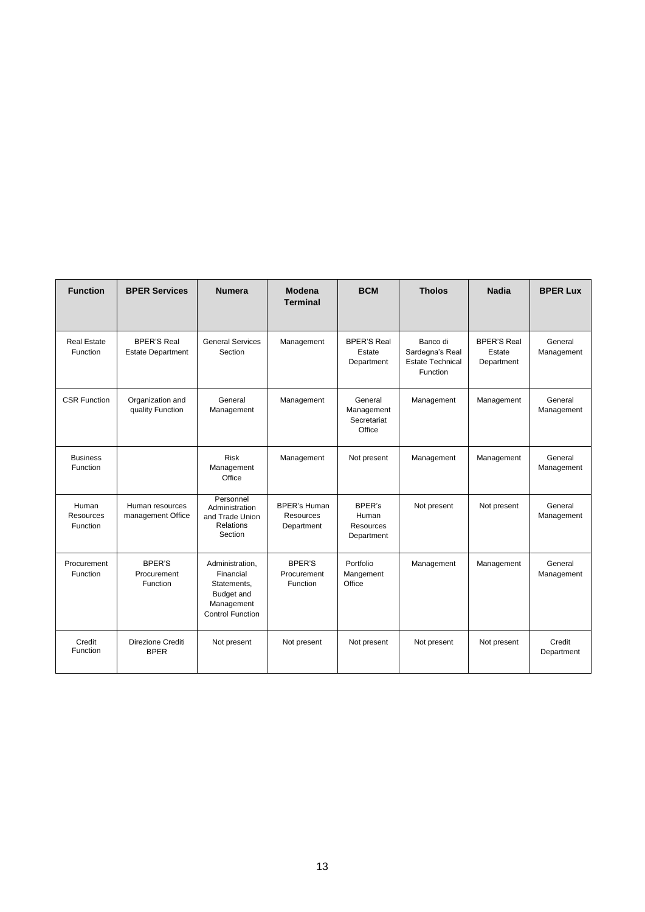| Function | BPER Services | Numera | Modena Terminal | BCM | Tholos | Nadia | BPER Lux |
|---|---|---|---|---|---|---|---|
| Real Estate Function | BPER'S Real Estate Department | General Services Section | Management | BPER'S Real Estate Department | Banco di Sardegna's Real Estate Technical Function | BPER'S Real Estate Department | General Management |
| CSR Function | Organization and quality Function | General Management | Management | General Management Secretariat Office | Management | Management | General Management |
| Business Function | | Risk Management Office | Management | Not present | Management | Management | General Management |
| Human Resources Function | Human resources management Office | Personnel Administration and Trade Union Relations Section | BPER's Human Resources Department | BPER's Human Resources Department | Not present | Not present | General Management |
| Procurement Function | BPER'S Procurement Function | Administration, Financial Statements, Budget and Management Control Function | BPER'S Procurement Function | Portfolio Mangement Office | Management | Management | General Management |
| Credit Function | Direzione Crediti BPER | Not present | Not present | Not present | Not present | Not present | Credit Department |